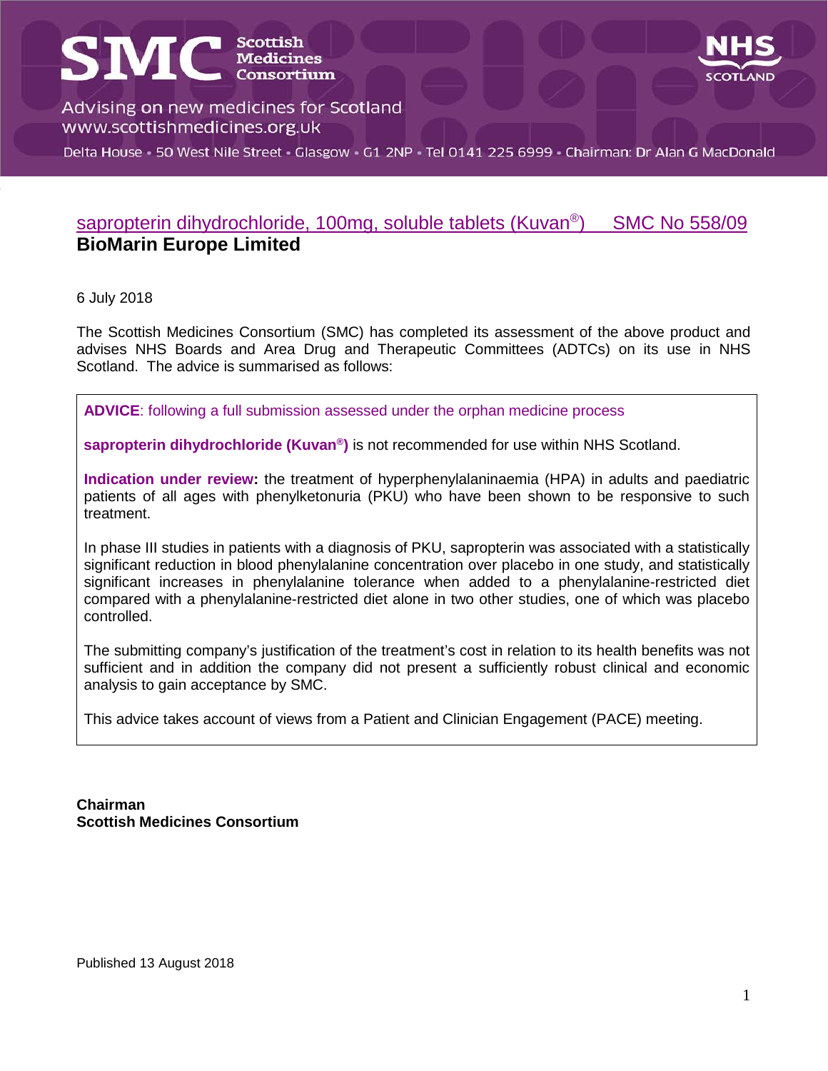SMC Scottish Medicines Consortium

Advising on new medicines for Scotland
www.scottishmedicines.org.uk

Delta House • 50 West Nile Street • Glasgow • G1 2NP • Tel 0141 225 6999 • Chairman: Dr Alan G MacDonald

NHS SCOTLAND

# sapropterin dihydrochloride, 100mg, soluble tablets (Kuvan®) SMC No 558/09

**BioMarin Europe Limited**

6 July 2018

The Scottish Medicines Consortium (SMC) has completed its assessment of the above product and advises NHS Boards and Area Drug and Therapeutic Committees (ADTCs) on its use in NHS Scotland. The advice is summarised as follows:

**ADVICE**: following a full submission assessed under the orphan medicine process

**sapropterin dihydrochloride (Kuvan®)** is not recommended for use within NHS Scotland.

**Indication under review:** the treatment of hyperphenylalaninaemia (HPA) in adults and paediatric patients of all ages with phenylketonuria (PKU) who have been shown to be responsive to such treatment.

In phase III studies in patients with a diagnosis of PKU, sapropterin was associated with a statistically significant reduction in blood phenylalanine concentration over placebo in one study, and statistically significant increases in phenylalanine tolerance when added to a phenylalanine-restricted diet compared with a phenylalanine-restricted diet alone in two other studies, one of which was placebo controlled.

The submitting company's justification of the treatment's cost in relation to its health benefits was not sufficient and in addition the company did not present a sufficiently robust clinical and economic analysis to gain acceptance by SMC.

This advice takes account of views from a Patient and Clinician Engagement (PACE) meeting.

**Chairman**
**Scottish Medicines Consortium**

Published 13 August 2018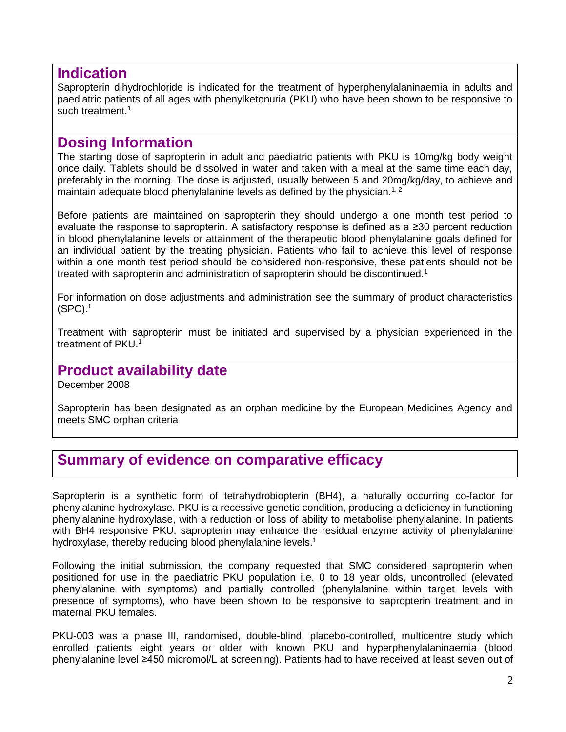## Indication

Sapropterin dihydrochloride is indicated for the treatment of hyperphenylalaninaemia in adults and paediatric patients of all ages with phenylketonuria (PKU) who have been shown to be responsive to such treatment.[1]

## Dosing Information

The starting dose of sapropterin in adult and paediatric patients with PKU is 10mg/kg body weight once daily. Tablets should be dissolved in water and taken with a meal at the same time each day, preferably in the morning. The dose is adjusted, usually between 5 and 20mg/kg/day, to achieve and maintain adequate blood phenylalanine levels as defined by the physician.[1, 2]

Before patients are maintained on sapropterin they should undergo a one month test period to evaluate the response to sapropterin. A satisfactory response is defined as a ≥30 percent reduction in blood phenylalanine levels or attainment of the therapeutic blood phenylalanine goals defined for an individual patient by the treating physician. Patients who fail to achieve this level of response within a one month test period should be considered non-responsive, these patients should not be treated with sapropterin and administration of sapropterin should be discontinued.[1]

For information on dose adjustments and administration see the summary of product characteristics (SPC).[1]

Treatment with sapropterin must be initiated and supervised by a physician experienced in the treatment of PKU.[1]

## Product availability date

December 2008

Sapropterin has been designated as an orphan medicine by the European Medicines Agency and meets SMC orphan criteria

## Summary of evidence on comparative efficacy

Sapropterin is a synthetic form of tetrahydrobiopterin (BH4), a naturally occurring co-factor for phenylalanine hydroxylase. PKU is a recessive genetic condition, producing a deficiency in functioning phenylalanine hydroxylase, with a reduction or loss of ability to metabolise phenylalanine. In patients with BH4 responsive PKU, sapropterin may enhance the residual enzyme activity of phenylalanine hydroxylase, thereby reducing blood phenylalanine levels.[1]

Following the initial submission, the company requested that SMC considered sapropterin when positioned for use in the paediatric PKU population i.e. 0 to 18 year olds, uncontrolled (elevated phenylalanine with symptoms) and partially controlled (phenylalanine within target levels with presence of symptoms), who have been shown to be responsive to sapropterin treatment and in maternal PKU females.

PKU-003 was a phase III, randomised, double-blind, placebo-controlled, multicentre study which enrolled patients eight years or older with known PKU and hyperphenylalaninaemia (blood phenylalanine level ≥450 micromol/L at screening). Patients had to have received at least seven out of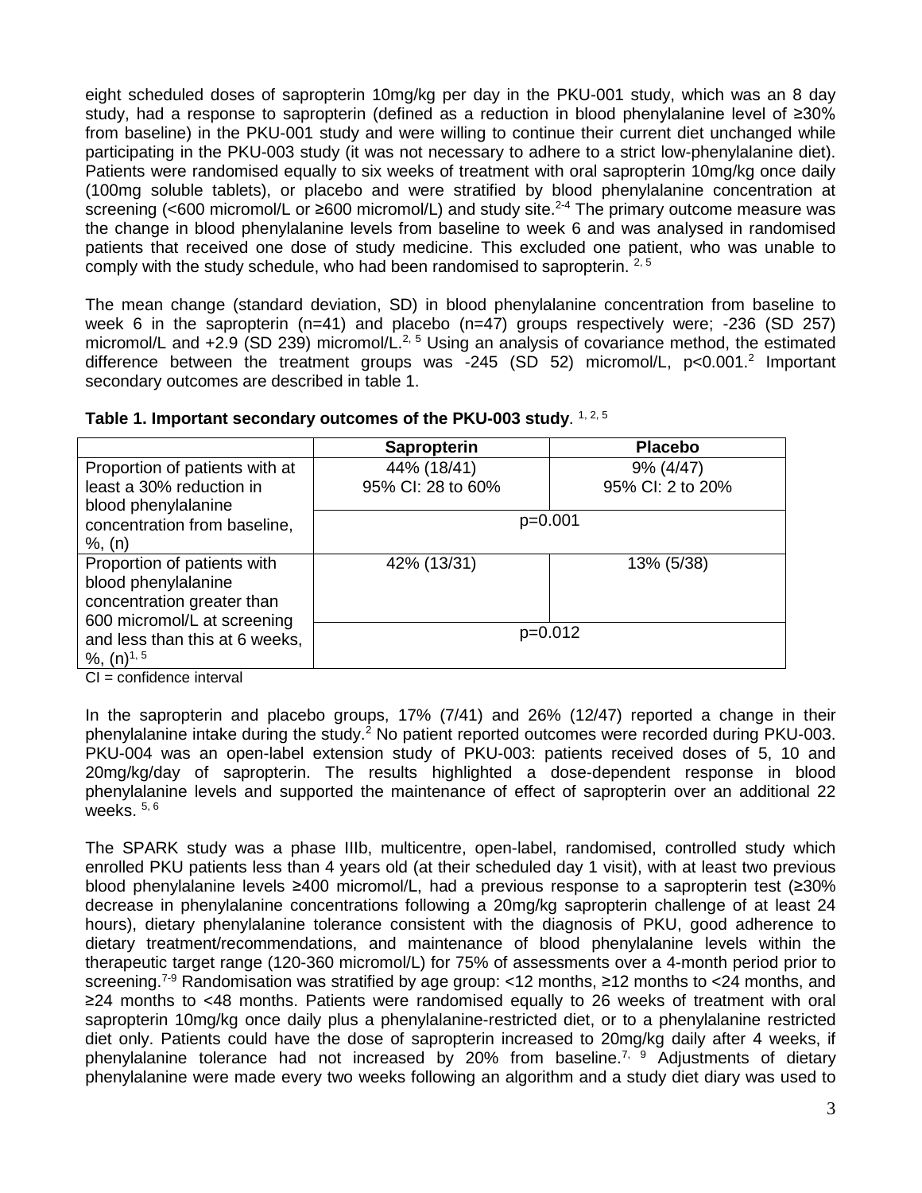eight scheduled doses of sapropterin 10mg/kg per day in the PKU-001 study, which was an 8 day study, had a response to sapropterin (defined as a reduction in blood phenylalanine level of ≥30% from baseline) in the PKU-001 study and were willing to continue their current diet unchanged while participating in the PKU-003 study (it was not necessary to adhere to a strict low-phenylalanine diet). Patients were randomised equally to six weeks of treatment with oral sapropterin 10mg/kg once daily (100mg soluble tablets), or placebo and were stratified by blood phenylalanine concentration at screening (<600 micromol/L or ≥600 micromol/L) and study site.[2-4] The primary outcome measure was the change in blood phenylalanine levels from baseline to week 6 and was analysed in randomised patients that received one dose of study medicine. This excluded one patient, who was unable to comply with the study schedule, who had been randomised to sapropterin. [2, 5]

The mean change (standard deviation, SD) in blood phenylalanine concentration from baseline to week 6 in the sapropterin (n=41) and placebo (n=47) groups respectively were; -236 (SD 257) micromol/L and +2.9 (SD 239) micromol/L.[2, 5] Using an analysis of covariance method, the estimated difference between the treatment groups was -245 (SD 52) micromol/L, p<0.001.[2] Important secondary outcomes are described in table 1.

**Table 1. Important secondary outcomes of the PKU-003 study**. [1, 2, 5]

| | Sapropterin | Placebo |
|---|---|---|
| Proportion of patients with at least a 30% reduction in blood phenylalanine concentration from baseline, %, (n) | 44% (18/41)<br>95% CI: 28 to 60% | 9% (4/47)<br>95% CI: 2 to 20% |
| | p=0.001 | |
| Proportion of patients with blood phenylalanine concentration greater than 600 micromol/L at screening and less than this at 6 weeks, %, (n)[1, 5] | 42% (13/31) | 13% (5/38) |
| | p=0.012 | |

CI = confidence interval

In the sapropterin and placebo groups, 17% (7/41) and 26% (12/47) reported a change in their phenylalanine intake during the study.[2] No patient reported outcomes were recorded during PKU-003. PKU-004 was an open-label extension study of PKU-003: patients received doses of 5, 10 and 20mg/kg/day of sapropterin. The results highlighted a dose-dependent response in blood phenylalanine levels and supported the maintenance of effect of sapropterin over an additional 22 weeks. [5, 6]

The SPARK study was a phase IIIb, multicentre, open-label, randomised, controlled study which enrolled PKU patients less than 4 years old (at their scheduled day 1 visit), with at least two previous blood phenylalanine levels ≥400 micromol/L, had a previous response to a sapropterin test (≥30% decrease in phenylalanine concentrations following a 20mg/kg sapropterin challenge of at least 24 hours), dietary phenylalanine tolerance consistent with the diagnosis of PKU, good adherence to dietary treatment/recommendations, and maintenance of blood phenylalanine levels within the therapeutic target range (120-360 micromol/L) for 75% of assessments over a 4-month period prior to screening.[7-9] Randomisation was stratified by age group: <12 months, ≥12 months to <24 months, and ≥24 months to <48 months. Patients were randomised equally to 26 weeks of treatment with oral sapropterin 10mg/kg once daily plus a phenylalanine-restricted diet, or to a phenylalanine restricted diet only. Patients could have the dose of sapropterin increased to 20mg/kg daily after 4 weeks, if phenylalanine tolerance had not increased by 20% from baseline.[7, 9] Adjustments of dietary phenylalanine were made every two weeks following an algorithm and a study diet diary was used to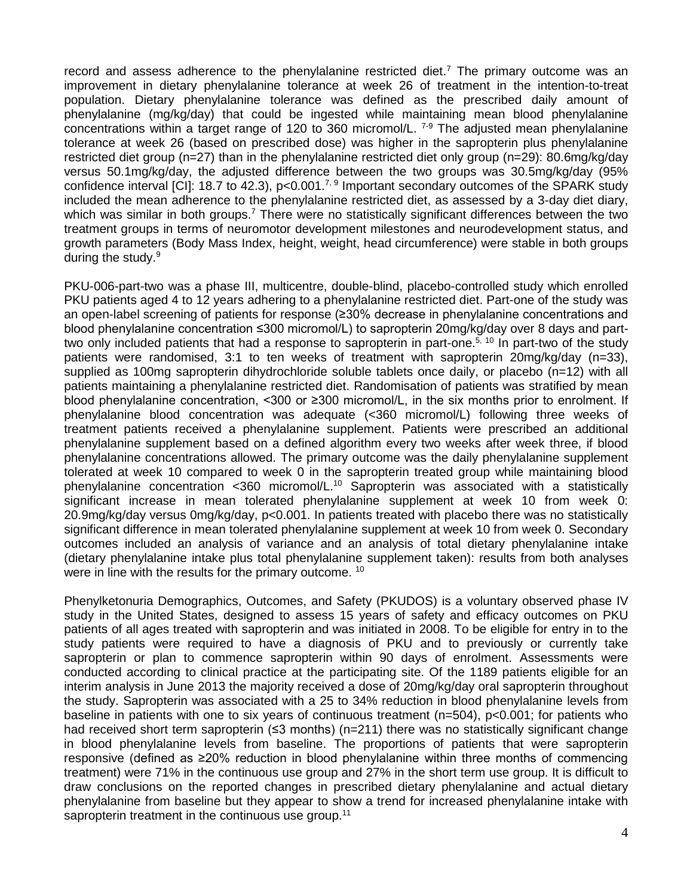record and assess adherence to the phenylalanine restricted diet.[7] The primary outcome was an improvement in dietary phenylalanine tolerance at week 26 of treatment in the intention-to-treat population. Dietary phenylalanine tolerance was defined as the prescribed daily amount of phenylalanine (mg/kg/day) that could be ingested while maintaining mean blood phenylalanine concentrations within a target range of 120 to 360 micromol/L. [7-9] The adjusted mean phenylalanine tolerance at week 26 (based on prescribed dose) was higher in the sapropterin plus phenylalanine restricted diet group (n=27) than in the phenylalanine restricted diet only group (n=29): 80.6mg/kg/day versus 50.1mg/kg/day, the adjusted difference between the two groups was 30.5mg/kg/day (95% confidence interval [CI]: 18.7 to 42.3), p<0.001.[7, 9] Important secondary outcomes of the SPARK study included the mean adherence to the phenylalanine restricted diet, as assessed by a 3-day diet diary, which was similar in both groups.[7] There were no statistically significant differences between the two treatment groups in terms of neuromotor development milestones and neurodevelopment status, and growth parameters (Body Mass Index, height, weight, head circumference) were stable in both groups during the study.[9]

PKU-006-part-two was a phase III, multicentre, double-blind, placebo-controlled study which enrolled PKU patients aged 4 to 12 years adhering to a phenylalanine restricted diet. Part-one of the study was an open-label screening of patients for response (≥30% decrease in phenylalanine concentrations and blood phenylalanine concentration ≤300 micromol/L) to sapropterin 20mg/kg/day over 8 days and part-two only included patients that had a response to sapropterin in part-one.[5, 10] In part-two of the study patients were randomised, 3:1 to ten weeks of treatment with sapropterin 20mg/kg/day (n=33), supplied as 100mg sapropterin dihydrochloride soluble tablets once daily, or placebo (n=12) with all patients maintaining a phenylalanine restricted diet. Randomisation of patients was stratified by mean blood phenylalanine concentration, <300 or ≥300 micromol/L, in the six months prior to enrolment. If phenylalanine blood concentration was adequate (<360 micromol/L) following three weeks of treatment patients received a phenylalanine supplement. Patients were prescribed an additional phenylalanine supplement based on a defined algorithm every two weeks after week three, if blood phenylalanine concentrations allowed. The primary outcome was the daily phenylalanine supplement tolerated at week 10 compared to week 0 in the sapropterin treated group while maintaining blood phenylalanine concentration <360 micromol/L.[10] Sapropterin was associated with a statistically significant increase in mean tolerated phenylalanine supplement at week 10 from week 0: 20.9mg/kg/day versus 0mg/kg/day, p<0.001. In patients treated with placebo there was no statistically significant difference in mean tolerated phenylalanine supplement at week 10 from week 0. Secondary outcomes included an analysis of variance and an analysis of total dietary phenylalanine intake (dietary phenylalanine intake plus total phenylalanine supplement taken): results from both analyses were in line with the results for the primary outcome. [10]

Phenylketonuria Demographics, Outcomes, and Safety (PKUDOS) is a voluntary observed phase IV study in the United States, designed to assess 15 years of safety and efficacy outcomes on PKU patients of all ages treated with sapropterin and was initiated in 2008. To be eligible for entry in to the study patients were required to have a diagnosis of PKU and to previously or currently take sapropterin or plan to commence sapropterin within 90 days of enrolment. Assessments were conducted according to clinical practice at the participating site. Of the 1189 patients eligible for an interim analysis in June 2013 the majority received a dose of 20mg/kg/day oral sapropterin throughout the study. Sapropterin was associated with a 25 to 34% reduction in blood phenylalanine levels from baseline in patients with one to six years of continuous treatment (n=504), p<0.001; for patients who had received short term sapropterin (≤3 months) (n=211) there was no statistically significant change in blood phenylalanine levels from baseline. The proportions of patients that were sapropterin responsive (defined as ≥20% reduction in blood phenylalanine within three months of commencing treatment) were 71% in the continuous use group and 27% in the short term use group. It is difficult to draw conclusions on the reported changes in prescribed dietary phenylalanine and actual dietary phenylalanine from baseline but they appear to show a trend for increased phenylalanine intake with sapropterin treatment in the continuous use group.[11]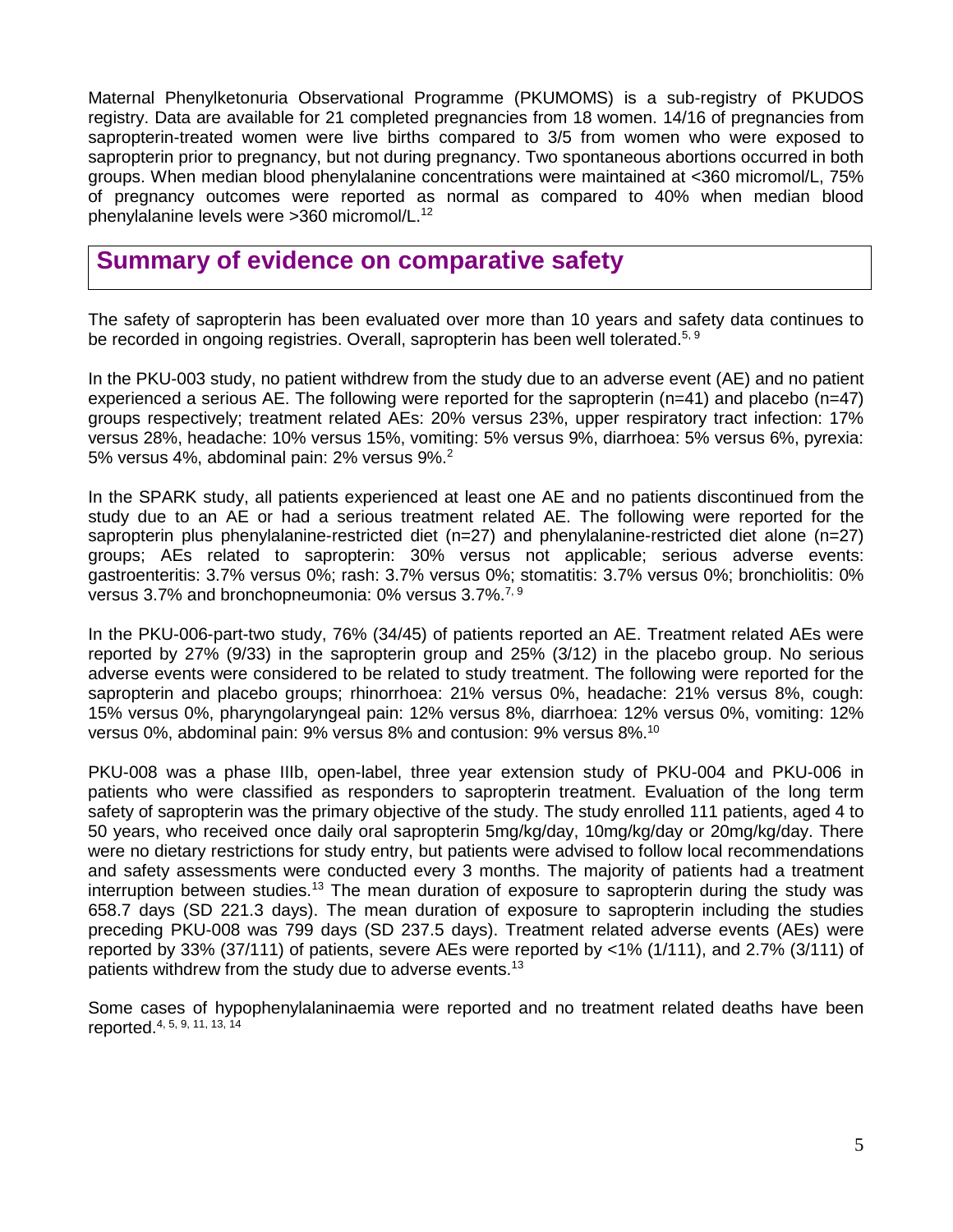Maternal Phenylketonuria Observational Programme (PKUMOMS) is a sub-registry of PKUDOS registry. Data are available for 21 completed pregnancies from 18 women. 14/16 of pregnancies from sapropterin-treated women were live births compared to 3/5 from women who were exposed to sapropterin prior to pregnancy, but not during pregnancy. Two spontaneous abortions occurred in both groups. When median blood phenylalanine concentrations were maintained at <360 micromol/L, 75% of pregnancy outcomes were reported as normal as compared to 40% when median blood phenylalanine levels were >360 micromol/L.[12]

## Summary of evidence on comparative safety

The safety of sapropterin has been evaluated over more than 10 years and safety data continues to be recorded in ongoing registries. Overall, sapropterin has been well tolerated.[5, 9]

In the PKU-003 study, no patient withdrew from the study due to an adverse event (AE) and no patient experienced a serious AE. The following were reported for the sapropterin (n=41) and placebo (n=47) groups respectively; treatment related AEs: 20% versus 23%, upper respiratory tract infection: 17% versus 28%, headache: 10% versus 15%, vomiting: 5% versus 9%, diarrhoea: 5% versus 6%, pyrexia: 5% versus 4%, abdominal pain: 2% versus 9%.[2]

In the SPARK study, all patients experienced at least one AE and no patients discontinued from the study due to an AE or had a serious treatment related AE. The following were reported for the sapropterin plus phenylalanine-restricted diet (n=27) and phenylalanine-restricted diet alone (n=27) groups; AEs related to sapropterin: 30% versus not applicable; serious adverse events: gastroenteritis: 3.7% versus 0%; rash: 3.7% versus 0%; stomatitis: 3.7% versus 0%; bronchiolitis: 0% versus 3.7% and bronchopneumonia: 0% versus 3.7%.[7, 9]

In the PKU-006-part-two study, 76% (34/45) of patients reported an AE. Treatment related AEs were reported by 27% (9/33) in the sapropterin group and 25% (3/12) in the placebo group. No serious adverse events were considered to be related to study treatment. The following were reported for the sapropterin and placebo groups; rhinorrhoea: 21% versus 0%, headache: 21% versus 8%, cough: 15% versus 0%, pharyngolaryngeal pain: 12% versus 8%, diarrhoea: 12% versus 0%, vomiting: 12% versus 0%, abdominal pain: 9% versus 8% and contusion: 9% versus 8%.[10]

PKU-008 was a phase IIIb, open-label, three year extension study of PKU-004 and PKU-006 in patients who were classified as responders to sapropterin treatment. Evaluation of the long term safety of sapropterin was the primary objective of the study. The study enrolled 111 patients, aged 4 to 50 years, who received once daily oral sapropterin 5mg/kg/day, 10mg/kg/day or 20mg/kg/day. There were no dietary restrictions for study entry, but patients were advised to follow local recommendations and safety assessments were conducted every 3 months. The majority of patients had a treatment interruption between studies.[13] The mean duration of exposure to sapropterin during the study was 658.7 days (SD 221.3 days). The mean duration of exposure to sapropterin including the studies preceding PKU-008 was 799 days (SD 237.5 days). Treatment related adverse events (AEs) were reported by 33% (37/111) of patients, severe AEs were reported by <1% (1/111), and 2.7% (3/111) of patients withdrew from the study due to adverse events.[13]

Some cases of hypophenylalaninaemia were reported and no treatment related deaths have been reported.[4, 5, 9, 11, 13, 14]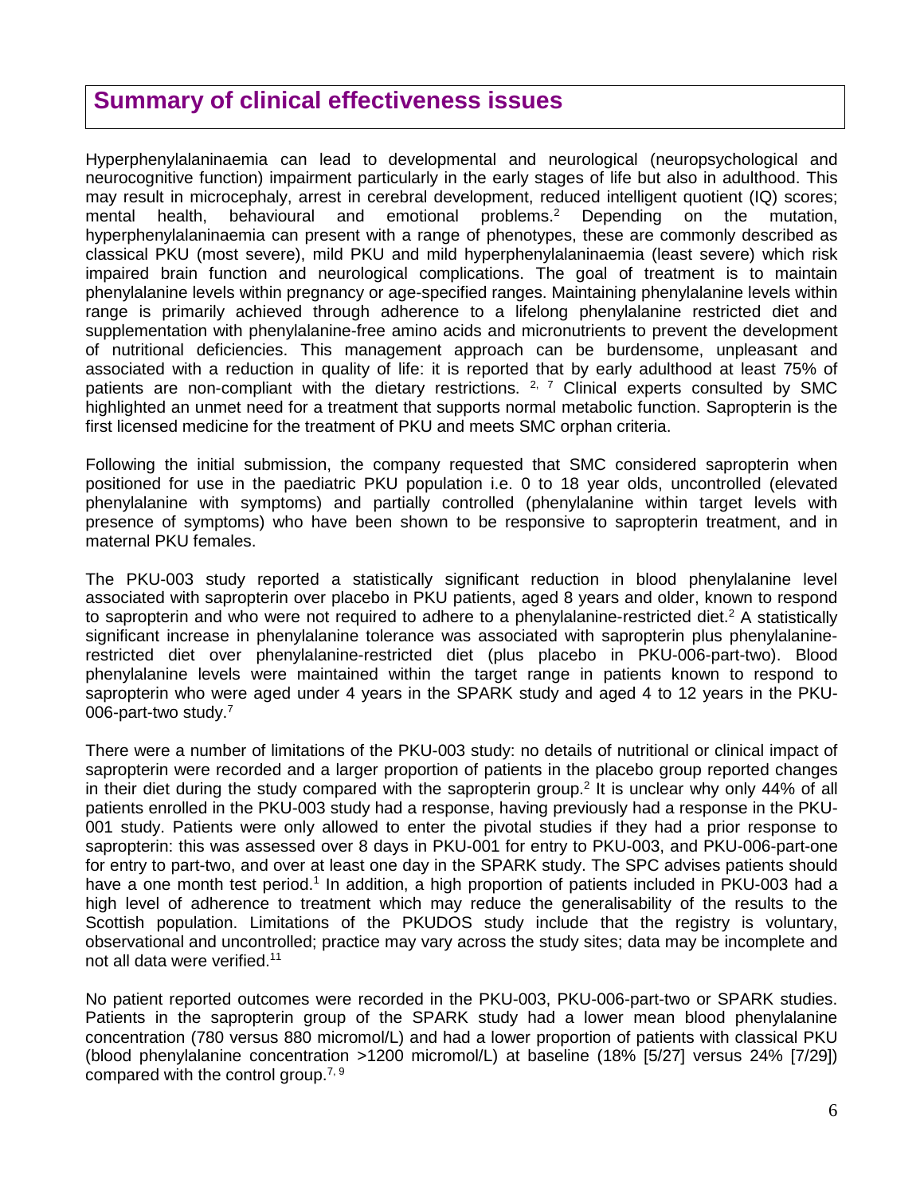## Summary of clinical effectiveness issues

Hyperphenylalaninaemia can lead to developmental and neurological (neuropsychological and neurocognitive function) impairment particularly in the early stages of life but also in adulthood. This may result in microcephaly, arrest in cerebral development, reduced intelligent quotient (IQ) scores; mental health, behavioural and emotional problems.[2] Depending on the mutation, hyperphenylalaninaemia can present with a range of phenotypes, these are commonly described as classical PKU (most severe), mild PKU and mild hyperphenylalaninaemia (least severe) which risk impaired brain function and neurological complications. The goal of treatment is to maintain phenylalanine levels within pregnancy or age-specified ranges. Maintaining phenylalanine levels within range is primarily achieved through adherence to a lifelong phenylalanine restricted diet and supplementation with phenylalanine-free amino acids and micronutrients to prevent the development of nutritional deficiencies. This management approach can be burdensome, unpleasant and associated with a reduction in quality of life: it is reported that by early adulthood at least 75% of patients are non-compliant with the dietary restrictions. [2, 7] Clinical experts consulted by SMC highlighted an unmet need for a treatment that supports normal metabolic function. Sapropterin is the first licensed medicine for the treatment of PKU and meets SMC orphan criteria.

Following the initial submission, the company requested that SMC considered sapropterin when positioned for use in the paediatric PKU population i.e. 0 to 18 year olds, uncontrolled (elevated phenylalanine with symptoms) and partially controlled (phenylalanine within target levels with presence of symptoms) who have been shown to be responsive to sapropterin treatment, and in maternal PKU females.

The PKU-003 study reported a statistically significant reduction in blood phenylalanine level associated with sapropterin over placebo in PKU patients, aged 8 years and older, known to respond to sapropterin and who were not required to adhere to a phenylalanine-restricted diet.[2] A statistically significant increase in phenylalanine tolerance was associated with sapropterin plus phenylalanine-restricted diet over phenylalanine-restricted diet (plus placebo in PKU-006-part-two). Blood phenylalanine levels were maintained within the target range in patients known to respond to sapropterin who were aged under 4 years in the SPARK study and aged 4 to 12 years in the PKU-006-part-two study.[7]

There were a number of limitations of the PKU-003 study: no details of nutritional or clinical impact of sapropterin were recorded and a larger proportion of patients in the placebo group reported changes in their diet during the study compared with the sapropterin group.[2] It is unclear why only 44% of all patients enrolled in the PKU-003 study had a response, having previously had a response in the PKU-001 study. Patients were only allowed to enter the pivotal studies if they had a prior response to sapropterin: this was assessed over 8 days in PKU-001 for entry to PKU-003, and PKU-006-part-one for entry to part-two, and over at least one day in the SPARK study. The SPC advises patients should have a one month test period.[1] In addition, a high proportion of patients included in PKU-003 had a high level of adherence to treatment which may reduce the generalisability of the results to the Scottish population. Limitations of the PKUDOS study include that the registry is voluntary, observational and uncontrolled; practice may vary across the study sites; data may be incomplete and not all data were verified.[11]

No patient reported outcomes were recorded in the PKU-003, PKU-006-part-two or SPARK studies. Patients in the sapropterin group of the SPARK study had a lower mean blood phenylalanine concentration (780 versus 880 micromol/L) and had a lower proportion of patients with classical PKU (blood phenylalanine concentration >1200 micromol/L) at baseline (18% [5/27] versus 24% [7/29]) compared with the control group.[7, 9]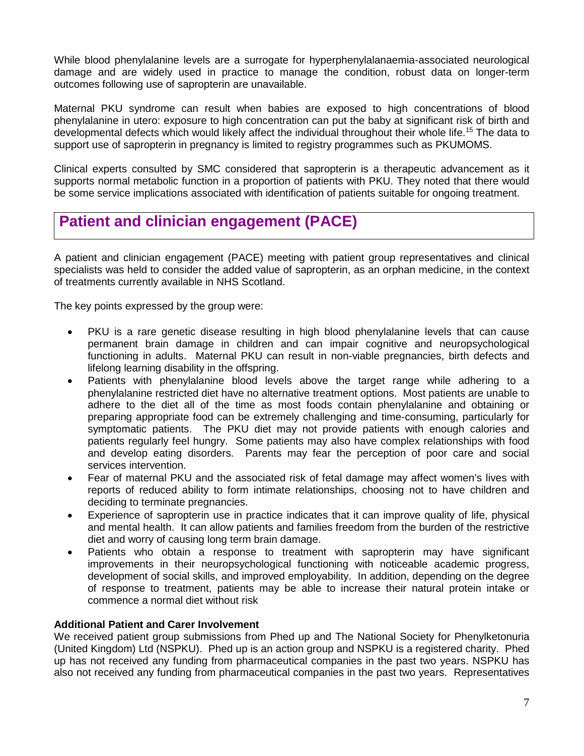While blood phenylalanine levels are a surrogate for hyperphenylalanaemia-associated neurological damage and are widely used in practice to manage the condition, robust data on longer-term outcomes following use of sapropterin are unavailable.

Maternal PKU syndrome can result when babies are exposed to high concentrations of blood phenylalanine in utero: exposure to high concentration can put the baby at significant risk of birth and developmental defects which would likely affect the individual throughout their whole life.[15] The data to support use of sapropterin in pregnancy is limited to registry programmes such as PKUMOMS.

Clinical experts consulted by SMC considered that sapropterin is a therapeutic advancement as it supports normal metabolic function in a proportion of patients with PKU. They noted that there would be some service implications associated with identification of patients suitable for ongoing treatment.

## Patient and clinician engagement (PACE)

A patient and clinician engagement (PACE) meeting with patient group representatives and clinical specialists was held to consider the added value of sapropterin, as an orphan medicine, in the context of treatments currently available in NHS Scotland.

The key points expressed by the group were:

- PKU is a rare genetic disease resulting in high blood phenylalanine levels that can cause permanent brain damage in children and can impair cognitive and neuropsychological functioning in adults. Maternal PKU can result in non-viable pregnancies, birth defects and lifelong learning disability in the offspring.
- Patients with phenylalanine blood levels above the target range while adhering to a phenylalanine restricted diet have no alternative treatment options. Most patients are unable to adhere to the diet all of the time as most foods contain phenylalanine and obtaining or preparing appropriate food can be extremely challenging and time-consuming, particularly for symptomatic patients. The PKU diet may not provide patients with enough calories and patients regularly feel hungry. Some patients may also have complex relationships with food and develop eating disorders. Parents may fear the perception of poor care and social services intervention.
- Fear of maternal PKU and the associated risk of fetal damage may affect women's lives with reports of reduced ability to form intimate relationships, choosing not to have children and deciding to terminate pregnancies.
- Experience of sapropterin use in practice indicates that it can improve quality of life, physical and mental health. It can allow patients and families freedom from the burden of the restrictive diet and worry of causing long term brain damage.
- Patients who obtain a response to treatment with sapropterin may have significant improvements in their neuropsychological functioning with noticeable academic progress, development of social skills, and improved employability. In addition, depending on the degree of response to treatment, patients may be able to increase their natural protein intake or commence a normal diet without risk

**Additional Patient and Carer Involvement**

We received patient group submissions from Phed up and The National Society for Phenylketonuria (United Kingdom) Ltd (NSPKU). Phed up is an action group and NSPKU is a registered charity. Phed up has not received any funding from pharmaceutical companies in the past two years. NSPKU has also not received any funding from pharmaceutical companies in the past two years. Representatives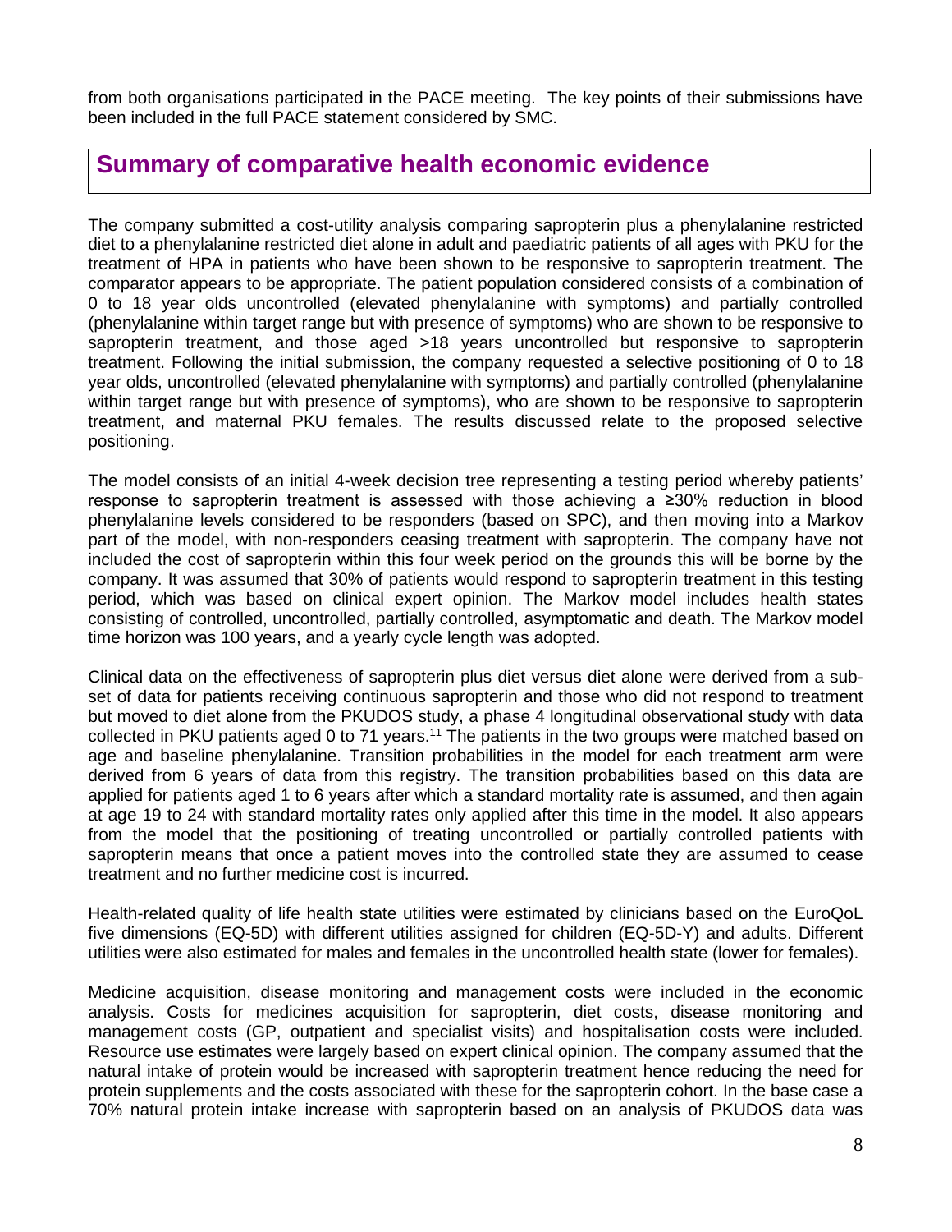from both organisations participated in the PACE meeting. The key points of their submissions have been included in the full PACE statement considered by SMC.

## Summary of comparative health economic evidence

The company submitted a cost-utility analysis comparing sapropterin plus a phenylalanine restricted diet to a phenylalanine restricted diet alone in adult and paediatric patients of all ages with PKU for the treatment of HPA in patients who have been shown to be responsive to sapropterin treatment. The comparator appears to be appropriate. The patient population considered consists of a combination of 0 to 18 year olds uncontrolled (elevated phenylalanine with symptoms) and partially controlled (phenylalanine within target range but with presence of symptoms) who are shown to be responsive to sapropterin treatment, and those aged >18 years uncontrolled but responsive to sapropterin treatment. Following the initial submission, the company requested a selective positioning of 0 to 18 year olds, uncontrolled (elevated phenylalanine with symptoms) and partially controlled (phenylalanine within target range but with presence of symptoms), who are shown to be responsive to sapropterin treatment, and maternal PKU females. The results discussed relate to the proposed selective positioning.

The model consists of an initial 4-week decision tree representing a testing period whereby patients' response to sapropterin treatment is assessed with those achieving a ≥30% reduction in blood phenylalanine levels considered to be responders (based on SPC), and then moving into a Markov part of the model, with non-responders ceasing treatment with sapropterin. The company have not included the cost of sapropterin within this four week period on the grounds this will be borne by the company. It was assumed that 30% of patients would respond to sapropterin treatment in this testing period, which was based on clinical expert opinion. The Markov model includes health states consisting of controlled, uncontrolled, partially controlled, asymptomatic and death. The Markov model time horizon was 100 years, and a yearly cycle length was adopted.

Clinical data on the effectiveness of sapropterin plus diet versus diet alone were derived from a sub-set of data for patients receiving continuous sapropterin and those who did not respond to treatment but moved to diet alone from the PKUDOS study, a phase 4 longitudinal observational study with data collected in PKU patients aged 0 to 71 years.[11] The patients in the two groups were matched based on age and baseline phenylalanine. Transition probabilities in the model for each treatment arm were derived from 6 years of data from this registry. The transition probabilities based on this data are applied for patients aged 1 to 6 years after which a standard mortality rate is assumed, and then again at age 19 to 24 with standard mortality rates only applied after this time in the model. It also appears from the model that the positioning of treating uncontrolled or partially controlled patients with sapropterin means that once a patient moves into the controlled state they are assumed to cease treatment and no further medicine cost is incurred.

Health-related quality of life health state utilities were estimated by clinicians based on the EuroQoL five dimensions (EQ-5D) with different utilities assigned for children (EQ-5D-Y) and adults. Different utilities were also estimated for males and females in the uncontrolled health state (lower for females).

Medicine acquisition, disease monitoring and management costs were included in the economic analysis. Costs for medicines acquisition for sapropterin, diet costs, disease monitoring and management costs (GP, outpatient and specialist visits) and hospitalisation costs were included. Resource use estimates were largely based on expert clinical opinion. The company assumed that the natural intake of protein would be increased with sapropterin treatment hence reducing the need for protein supplements and the costs associated with these for the sapropterin cohort. In the base case a 70% natural protein intake increase with sapropterin based on an analysis of PKUDOS data was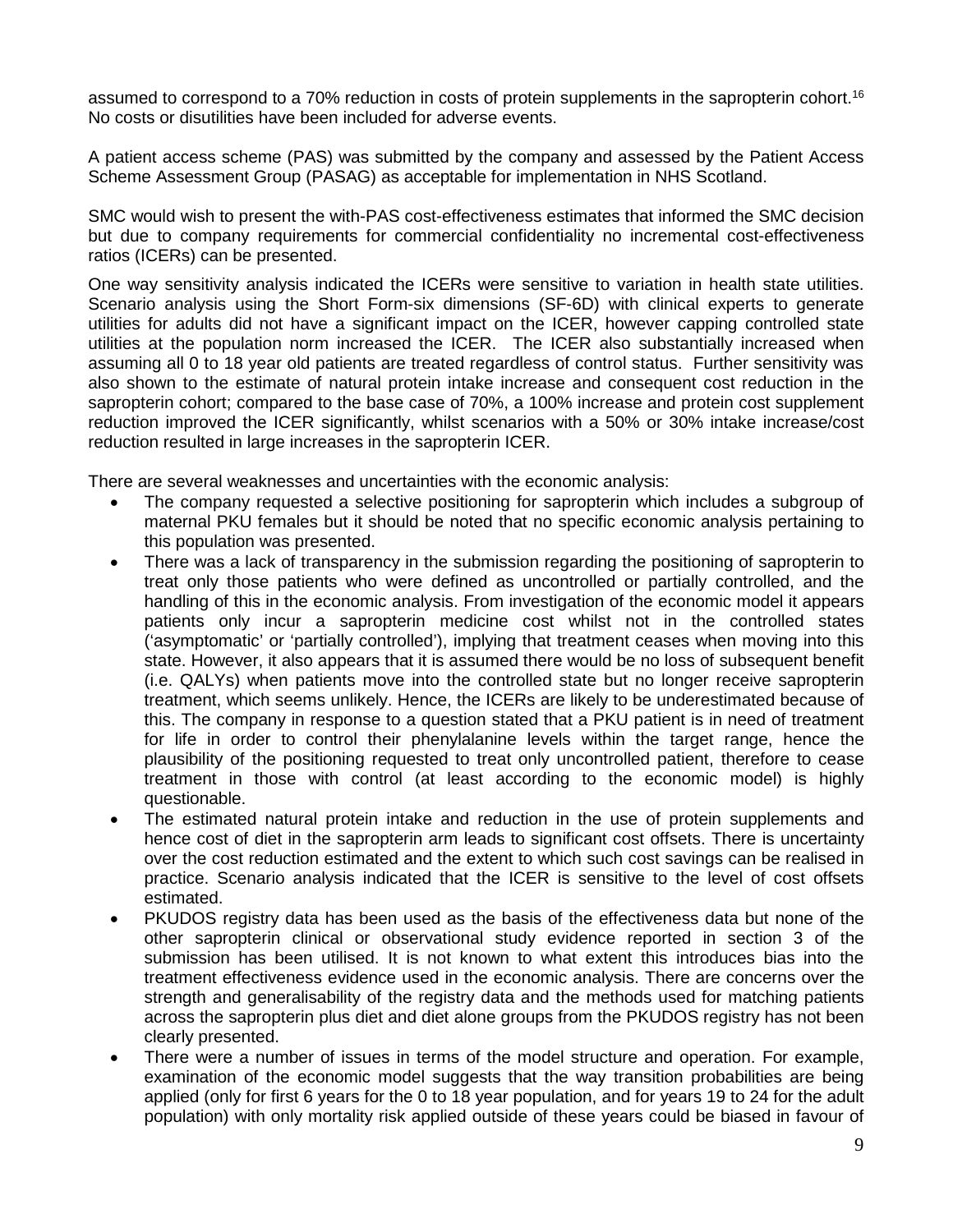assumed to correspond to a 70% reduction in costs of protein supplements in the sapropterin cohort.[16] No costs or disutilities have been included for adverse events.

A patient access scheme (PAS) was submitted by the company and assessed by the Patient Access Scheme Assessment Group (PASAG) as acceptable for implementation in NHS Scotland.

SMC would wish to present the with-PAS cost-effectiveness estimates that informed the SMC decision but due to company requirements for commercial confidentiality no incremental cost-effectiveness ratios (ICERs) can be presented.

One way sensitivity analysis indicated the ICERs were sensitive to variation in health state utilities. Scenario analysis using the Short Form-six dimensions (SF-6D) with clinical experts to generate utilities for adults did not have a significant impact on the ICER, however capping controlled state utilities at the population norm increased the ICER. The ICER also substantially increased when assuming all 0 to 18 year old patients are treated regardless of control status. Further sensitivity was also shown to the estimate of natural protein intake increase and consequent cost reduction in the sapropterin cohort; compared to the base case of 70%, a 100% increase and protein cost supplement reduction improved the ICER significantly, whilst scenarios with a 50% or 30% intake increase/cost reduction resulted in large increases in the sapropterin ICER.

There are several weaknesses and uncertainties with the economic analysis:

- The company requested a selective positioning for sapropterin which includes a subgroup of maternal PKU females but it should be noted that no specific economic analysis pertaining to this population was presented.
- There was a lack of transparency in the submission regarding the positioning of sapropterin to treat only those patients who were defined as uncontrolled or partially controlled, and the handling of this in the economic analysis. From investigation of the economic model it appears patients only incur a sapropterin medicine cost whilst not in the controlled states ('asymptomatic' or 'partially controlled'), implying that treatment ceases when moving into this state. However, it also appears that it is assumed there would be no loss of subsequent benefit (i.e. QALYs) when patients move into the controlled state but no longer receive sapropterin treatment, which seems unlikely. Hence, the ICERs are likely to be underestimated because of this. The company in response to a question stated that a PKU patient is in need of treatment for life in order to control their phenylalanine levels within the target range, hence the plausibility of the positioning requested to treat only uncontrolled patient, therefore to cease treatment in those with control (at least according to the economic model) is highly questionable.
- The estimated natural protein intake and reduction in the use of protein supplements and hence cost of diet in the sapropterin arm leads to significant cost offsets. There is uncertainty over the cost reduction estimated and the extent to which such cost savings can be realised in practice. Scenario analysis indicated that the ICER is sensitive to the level of cost offsets estimated.
- PKUDOS registry data has been used as the basis of the effectiveness data but none of the other sapropterin clinical or observational study evidence reported in section 3 of the submission has been utilised. It is not known to what extent this introduces bias into the treatment effectiveness evidence used in the economic analysis. There are concerns over the strength and generalisability of the registry data and the methods used for matching patients across the sapropterin plus diet and diet alone groups from the PKUDOS registry has not been clearly presented.
- There were a number of issues in terms of the model structure and operation. For example, examination of the economic model suggests that the way transition probabilities are being applied (only for first 6 years for the 0 to 18 year population, and for years 19 to 24 for the adult population) with only mortality risk applied outside of these years could be biased in favour of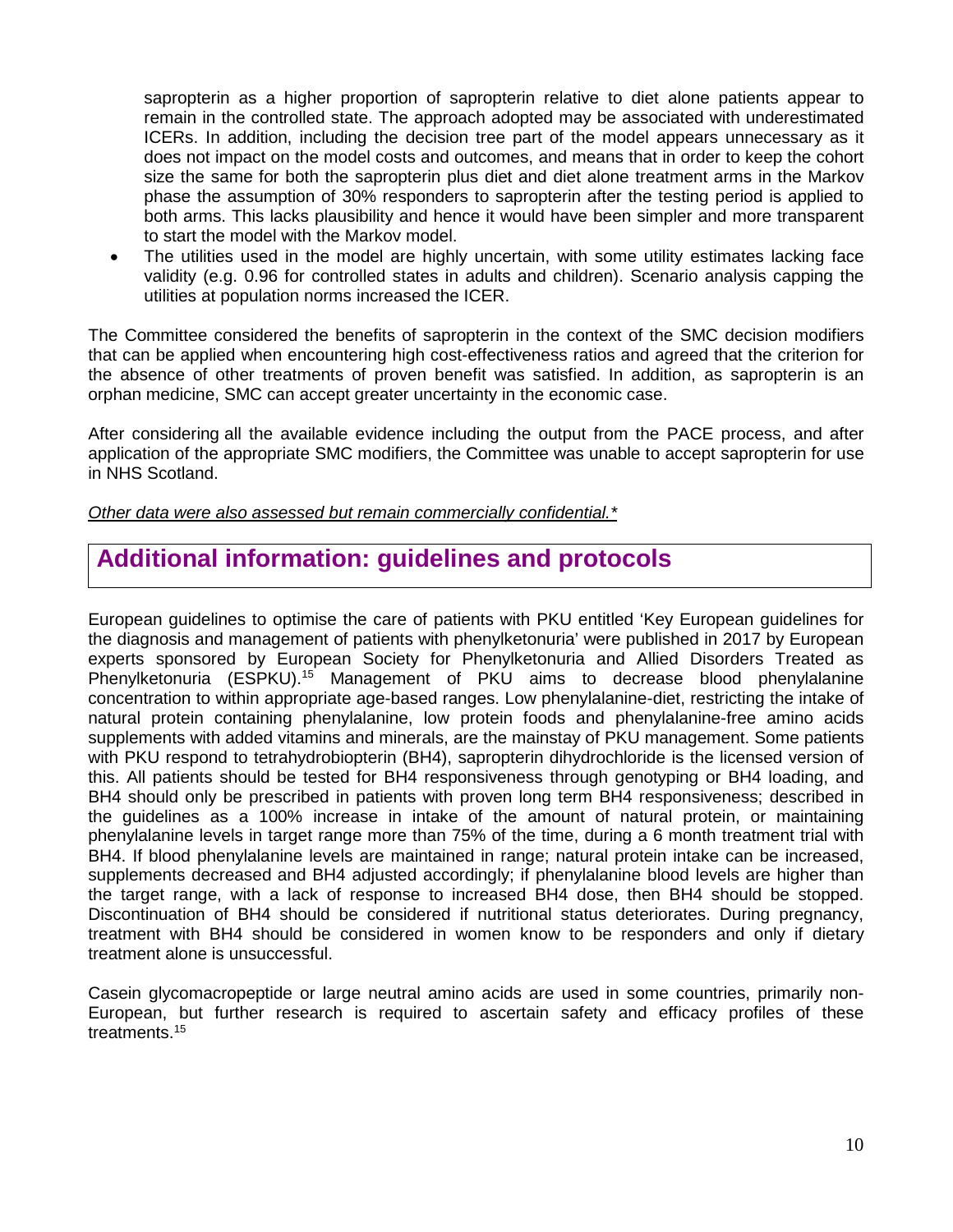sapropterin as a higher proportion of sapropterin relative to diet alone patients appear to remain in the controlled state. The approach adopted may be associated with underestimated ICERs. In addition, including the decision tree part of the model appears unnecessary as it does not impact on the model costs and outcomes, and means that in order to keep the cohort size the same for both the sapropterin plus diet and diet alone treatment arms in the Markov phase the assumption of 30% responders to sapropterin after the testing period is applied to both arms. This lacks plausibility and hence it would have been simpler and more transparent to start the model with the Markov model.

- The utilities used in the model are highly uncertain, with some utility estimates lacking face validity (e.g. 0.96 for controlled states in adults and children). Scenario analysis capping the utilities at population norms increased the ICER.

The Committee considered the benefits of sapropterin in the context of the SMC decision modifiers that can be applied when encountering high cost-effectiveness ratios and agreed that the criterion for the absence of other treatments of proven benefit was satisfied. In addition, as sapropterin is an orphan medicine, SMC can accept greater uncertainty in the economic case.

After considering all the available evidence including the output from the PACE process, and after application of the appropriate SMC modifiers, the Committee was unable to accept sapropterin for use in NHS Scotland.

*Other data were also assessed but remain commercially confidential.**

## Additional information: guidelines and protocols

European guidelines to optimise the care of patients with PKU entitled 'Key European guidelines for the diagnosis and management of patients with phenylketonuria' were published in 2017 by European experts sponsored by European Society for Phenylketonuria and Allied Disorders Treated as Phenylketonuria (ESPKU).[15] Management of PKU aims to decrease blood phenylalanine concentration to within appropriate age-based ranges. Low phenylalanine-diet, restricting the intake of natural protein containing phenylalanine, low protein foods and phenylalanine-free amino acids supplements with added vitamins and minerals, are the mainstay of PKU management. Some patients with PKU respond to tetrahydrobiopterin (BH4), sapropterin dihydrochloride is the licensed version of this. All patients should be tested for BH4 responsiveness through genotyping or BH4 loading, and BH4 should only be prescribed in patients with proven long term BH4 responsiveness; described in the guidelines as a 100% increase in intake of the amount of natural protein, or maintaining phenylalanine levels in target range more than 75% of the time, during a 6 month treatment trial with BH4. If blood phenylalanine levels are maintained in range; natural protein intake can be increased, supplements decreased and BH4 adjusted accordingly; if phenylalanine blood levels are higher than the target range, with a lack of response to increased BH4 dose, then BH4 should be stopped. Discontinuation of BH4 should be considered if nutritional status deteriorates. During pregnancy, treatment with BH4 should be considered in women know to be responders and only if dietary treatment alone is unsuccessful.

Casein glycomacropeptide or large neutral amino acids are used in some countries, primarily non-European, but further research is required to ascertain safety and efficacy profiles of these treatments.[15]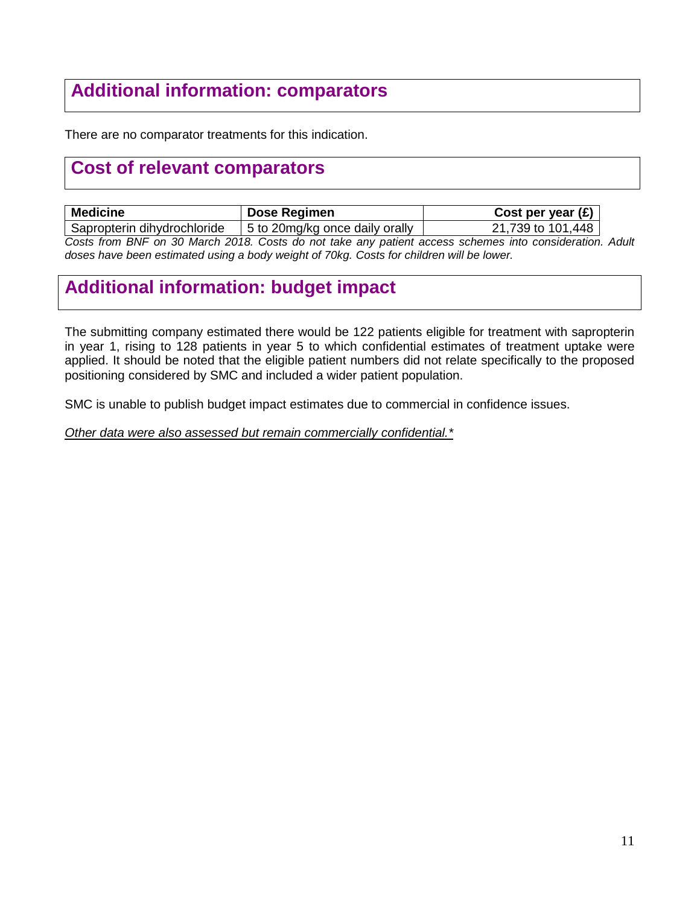## Additional information: comparators

There are no comparator treatments for this indication.

## Cost of relevant comparators

| Medicine | Dose Regimen | Cost per year (£) |
| --- | --- | --- |
| Sapropterin dihydrochloride | 5 to 20mg/kg once daily orally | 21,739 to 101,448 |

*Costs from BNF on 30 March 2018. Costs do not take any patient access schemes into consideration. Adult doses have been estimated using a body weight of 70kg. Costs for children will be lower.*

## Additional information: budget impact

The submitting company estimated there would be 122 patients eligible for treatment with sapropterin in year 1, rising to 128 patients in year 5 to which confidential estimates of treatment uptake were applied. It should be noted that the eligible patient numbers did not relate specifically to the proposed positioning considered by SMC and included a wider patient population.

SMC is unable to publish budget impact estimates due to commercial in confidence issues.

*Other data were also assessed but remain commercially confidential.**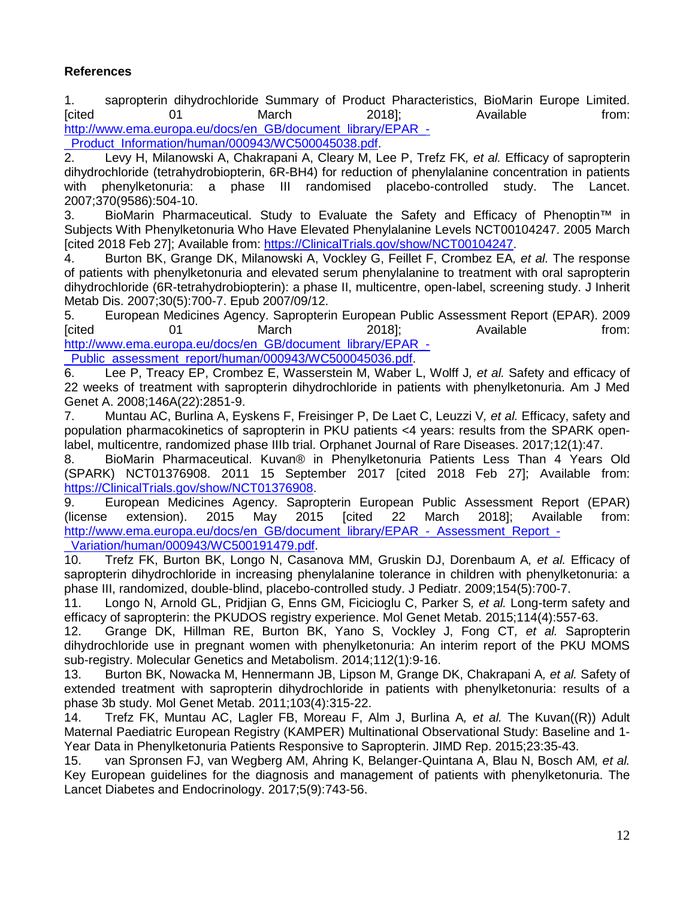**References**

1. sapropterin dihydrochloride Summary of Product Pharacteristics, BioMarin Europe Limited. [cited 01 March 2018]; Available from: http://www.ema.europa.eu/docs/en_GB/document_library/EPAR_-_Product_Information/human/000943/WC500045038.pdf.
2. Levy H, Milanowski A, Chakrapani A, Cleary M, Lee P, Trefz FK*, et al.* Efficacy of sapropterin dihydrochloride (tetrahydrobiopterin, 6R-BH4) for reduction of phenylalanine concentration in patients with phenylketonuria: a phase III randomised placebo-controlled study. The Lancet. 2007;370(9586):504-10.
3. BioMarin Pharmaceutical. Study to Evaluate the Safety and Efficacy of Phenoptin™ in Subjects With Phenylketonuria Who Have Elevated Phenylalanine Levels NCT00104247. 2005 March [cited 2018 Feb 27]; Available from: https://ClinicalTrials.gov/show/NCT00104247.
4. Burton BK, Grange DK, Milanowski A, Vockley G, Feillet F, Crombez EA*, et al.* The response of patients with phenylketonuria and elevated serum phenylalanine to treatment with oral sapropterin dihydrochloride (6R-tetrahydrobiopterin): a phase II, multicentre, open-label, screening study. J Inherit Metab Dis. 2007;30(5):700-7. Epub 2007/09/12.
5. European Medicines Agency. Sapropterin European Public Assessment Report (EPAR). 2009 [cited 01 March 2018]; Available from: http://www.ema.europa.eu/docs/en_GB/document_library/EPAR_-_Public_assessment_report/human/000943/WC500045036.pdf.
6. Lee P, Treacy EP, Crombez E, Wasserstein M, Waber L, Wolff J*, et al.* Safety and efficacy of 22 weeks of treatment with sapropterin dihydrochloride in patients with phenylketonuria. Am J Med Genet A. 2008;146A(22):2851-9.
7. Muntau AC, Burlina A, Eyskens F, Freisinger P, De Laet C, Leuzzi V*, et al.* Efficacy, safety and population pharmacokinetics of sapropterin in PKU patients <4 years: results from the SPARK open-label, multicentre, randomized phase IIIb trial. Orphanet Journal of Rare Diseases. 2017;12(1):47.
8. BioMarin Pharmaceutical. Kuvan® in Phenylketonuria Patients Less Than 4 Years Old (SPARK) NCT01376908. 2011 15 September 2017 [cited 2018 Feb 27]; Available from: https://ClinicalTrials.gov/show/NCT01376908.
9. European Medicines Agency. Sapropterin European Public Assessment Report (EPAR) (license extension). 2015 May 2015 [cited 22 March 2018]; Available from: http://www.ema.europa.eu/docs/en_GB/document_library/EPAR_-_Assessment_Report_-_Variation/human/000943/WC500191479.pdf.
10. Trefz FK, Burton BK, Longo N, Casanova MM, Gruskin DJ, Dorenbaum A*, et al.* Efficacy of sapropterin dihydrochloride in increasing phenylalanine tolerance in children with phenylketonuria: a phase III, randomized, double-blind, placebo-controlled study. J Pediatr. 2009;154(5):700-7.
11. Longo N, Arnold GL, Pridjian G, Enns GM, Ficicioglu C, Parker S*, et al.* Long-term safety and efficacy of sapropterin: the PKUDOS registry experience. Mol Genet Metab. 2015;114(4):557-63.
12. Grange DK, Hillman RE, Burton BK, Yano S, Vockley J, Fong CT*, et al.* Sapropterin dihydrochloride use in pregnant women with phenylketonuria: An interim report of the PKU MOMS sub-registry. Molecular Genetics and Metabolism. 2014;112(1):9-16.
13. Burton BK, Nowacka M, Hennermann JB, Lipson M, Grange DK, Chakrapani A*, et al.* Safety of extended treatment with sapropterin dihydrochloride in patients with phenylketonuria: results of a phase 3b study. Mol Genet Metab. 2011;103(4):315-22.
14. Trefz FK, Muntau AC, Lagler FB, Moreau F, Alm J, Burlina A*, et al.* The Kuvan((R)) Adult Maternal Paediatric European Registry (KAMPER) Multinational Observational Study: Baseline and 1-Year Data in Phenylketonuria Patients Responsive to Sapropterin. JIMD Rep. 2015;23:35-43.
15. van Spronsen FJ, van Wegberg AM, Ahring K, Belanger-Quintana A, Blau N, Bosch AM*, et al.* Key European guidelines for the diagnosis and management of patients with phenylketonuria. The Lancet Diabetes and Endocrinology. 2017;5(9):743-56.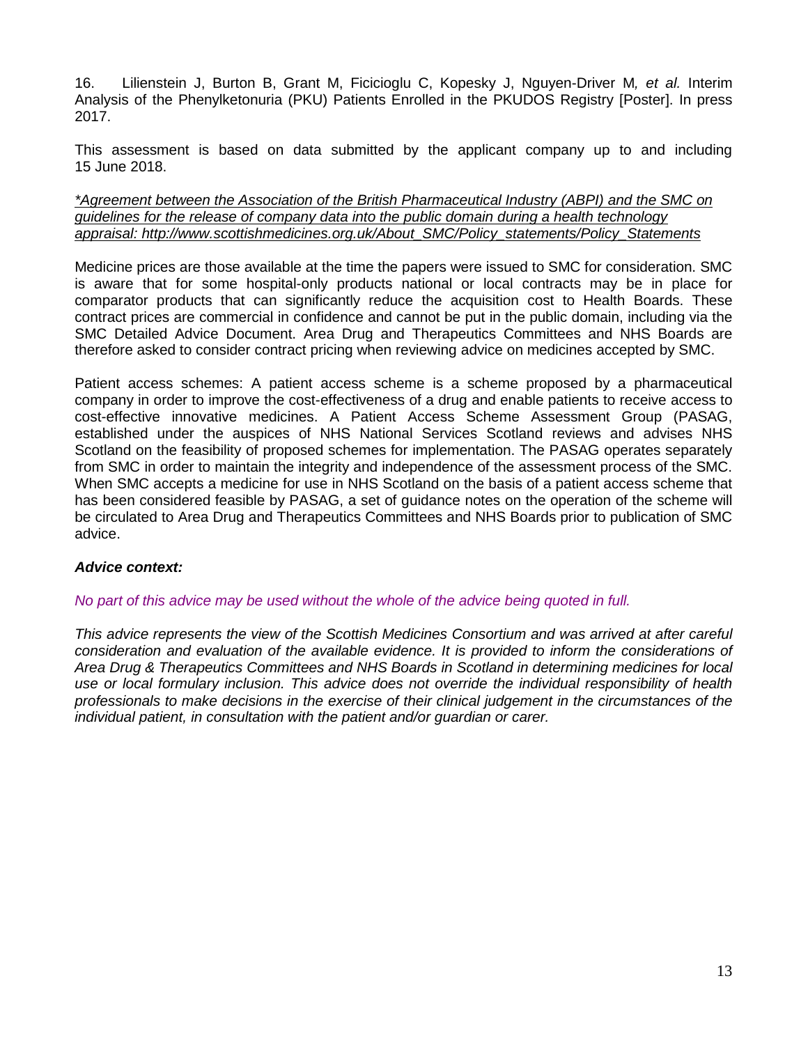16. Lilienstein J, Burton B, Grant M, Ficicioglu C, Kopesky J, Nguyen-Driver M*, et al.* Interim Analysis of the Phenylketonuria (PKU) Patients Enrolled in the PKUDOS Registry [Poster]. In press 2017.

This assessment is based on data submitted by the applicant company up to and including 15 June 2018.

*\*Agreement between the Association of the British Pharmaceutical Industry (ABPI) and the SMC on guidelines for the release of company data into the public domain during a health technology appraisal: http://www.scottishmedicines.org.uk/About_SMC/Policy_statements/Policy_Statements*

Medicine prices are those available at the time the papers were issued to SMC for consideration. SMC is aware that for some hospital-only products national or local contracts may be in place for comparator products that can significantly reduce the acquisition cost to Health Boards. These contract prices are commercial in confidence and cannot be put in the public domain, including via the SMC Detailed Advice Document. Area Drug and Therapeutics Committees and NHS Boards are therefore asked to consider contract pricing when reviewing advice on medicines accepted by SMC.

Patient access schemes: A patient access scheme is a scheme proposed by a pharmaceutical company in order to improve the cost-effectiveness of a drug and enable patients to receive access to cost-effective innovative medicines. A Patient Access Scheme Assessment Group (PASAG, established under the auspices of NHS National Services Scotland reviews and advises NHS Scotland on the feasibility of proposed schemes for implementation. The PASAG operates separately from SMC in order to maintain the integrity and independence of the assessment process of the SMC. When SMC accepts a medicine for use in NHS Scotland on the basis of a patient access scheme that has been considered feasible by PASAG, a set of guidance notes on the operation of the scheme will be circulated to Area Drug and Therapeutics Committees and NHS Boards prior to publication of SMC advice.

***Advice context:***

*No part of this advice may be used without the whole of the advice being quoted in full.*

*This advice represents the view of the Scottish Medicines Consortium and was arrived at after careful consideration and evaluation of the available evidence. It is provided to inform the considerations of Area Drug & Therapeutics Committees and NHS Boards in Scotland in determining medicines for local use or local formulary inclusion. This advice does not override the individual responsibility of health professionals to make decisions in the exercise of their clinical judgement in the circumstances of the individual patient, in consultation with the patient and/or guardian or carer.*